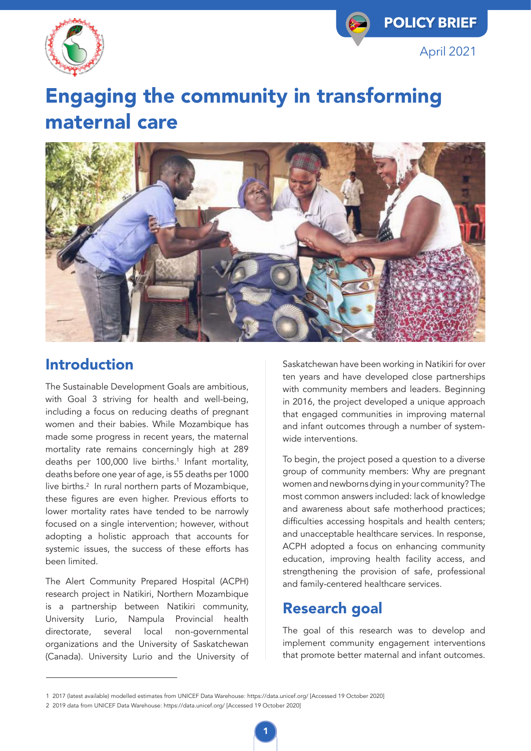POLICY BRIEF

April 2021

# Engaging the community in transforming maternal care

## Introduction

The Sustainable Development Goals are ambitious, with Goal 3 striving for health and well-being, including a focus on reducing deaths of pregnant women and their babies. While Mozambique has made some progress in recent years, the maternal mortality rate remains concerningly high at 289 deaths per 100,000 live births.[1] Infant mortality, deaths before one year of age, is 55 deaths per 1000 live births.[2] In rural northern parts of Mozambique, these figures are even higher. Previous efforts to lower mortality rates have tended to be narrowly focused on a single intervention; however, without adopting a holistic approach that accounts for systemic issues, the success of these efforts has been limited.

The Alert Community Prepared Hospital (ACPH) research project in Natikiri, Northern Mozambique is a partnership between Natikiri community, University Lurio, Nampula Provincial health directorate, several local non-governmental organizations and the University of Saskatchewan (Canada). University Lurio and the University of Saskatchewan have been working in Natikiri for over ten years and have developed close partnerships with community members and leaders. Beginning in 2016, the project developed a unique approach that engaged communities in improving maternal and infant outcomes through a number of system-wide interventions.

To begin, the project posed a question to a diverse group of community members: Why are pregnant women and newborns dying in your community? The most common answers included: lack of knowledge and awareness about safe motherhood practices; difficulties accessing hospitals and health centers; and unacceptable healthcare services. In response, ACPH adopted a focus on enhancing community education, improving health facility access, and strengthening the provision of safe, professional and family-centered healthcare services.

## Research goal

The goal of this research was to develop and implement community engagement interventions that promote better maternal and infant outcomes.

1 2017 (latest available) modelled estimates from UNICEF Data Warehouse: https://data.unicef.org/ [Accessed 19 October 2020]

2 2019 data from UNICEF Data Warehouse: https://data.unicef.org/ [Accessed 19 October 2020]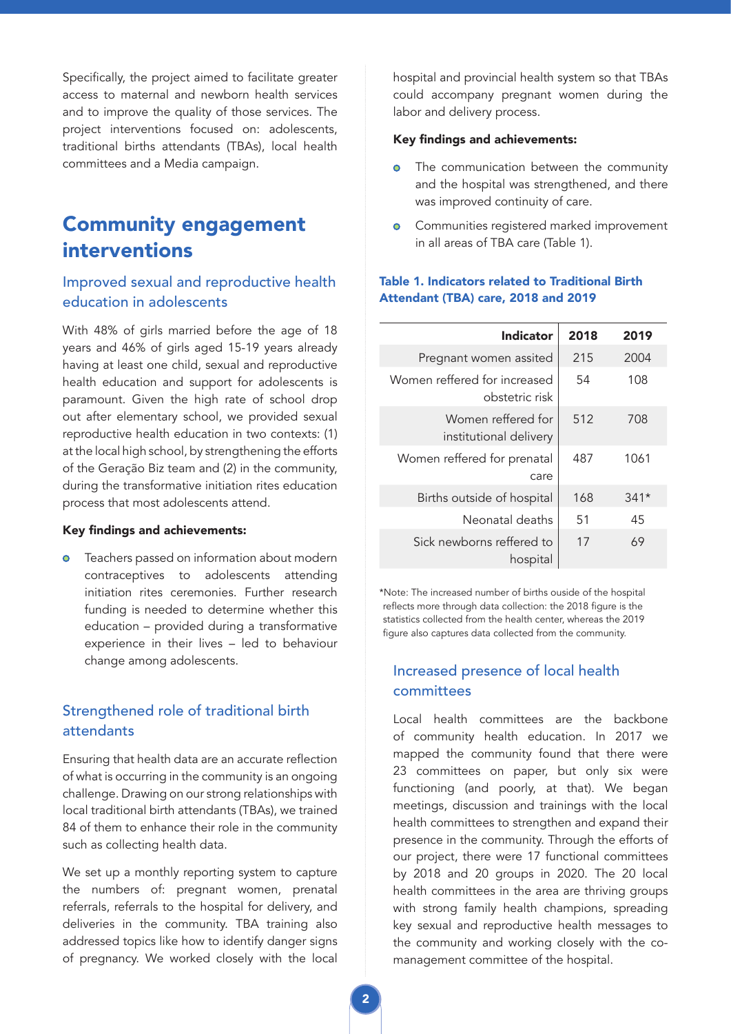Specifically, the project aimed to facilitate greater access to maternal and newborn health services and to improve the quality of those services. The project interventions focused on: adolescents, traditional births attendants (TBAs), local health committees and a Media campaign.

# Community engagement interventions

## Improved sexual and reproductive health education in adolescents

With 48% of girls married before the age of 18 years and 46% of girls aged 15-19 years already having at least one child, sexual and reproductive health education and support for adolescents is paramount. Given the high rate of school drop out after elementary school, we provided sexual reproductive health education in two contexts: (1) at the local high school, by strengthening the efforts of the Geração Biz team and (2) in the community, during the transformative initiation rites education process that most adolescents attend.

**Key findings and achievements:**

- Teachers passed on information about modern contraceptives to adolescents attending initiation rites ceremonies. Further research funding is needed to determine whether this education – provided during a transformative experience in their lives – led to behaviour change among adolescents.

## Strengthened role of traditional birth attendants

Ensuring that health data are an accurate reflection of what is occurring in the community is an ongoing challenge. Drawing on our strong relationships with local traditional birth attendants (TBAs), we trained 84 of them to enhance their role in the community such as collecting health data.

We set up a monthly reporting system to capture the numbers of: pregnant women, prenatal referrals, referrals to the hospital for delivery, and deliveries in the community. TBA training also addressed topics like how to identify danger signs of pregnancy. We worked closely with the local hospital and provincial health system so that TBAs could accompany pregnant women during the labor and delivery process.

**Key findings and achievements:**

- The communication between the community and the hospital was strengthened, and there was improved continuity of care.
- Communities registered marked improvement in all areas of TBA care (Table 1).

**Table 1. Indicators related to Traditional Birth Attendant (TBA) care, 2018 and 2019**

| Indicator | 2018 | 2019 |
|---|---|---|
| Pregnant women assited | 215 | 2004 |
| Women reffered for increased obstetric risk | 54 | 108 |
| Women reffered for institutional delivery | 512 | 708 |
| Women reffered for prenatal care | 487 | 1061 |
| Births outside of hospital | 168 | 341* |
| Neonatal deaths | 51 | 45 |
| Sick newborns reffered to hospital | 17 | 69 |

*Note: The increased number of births ouside of the hospital reflects more through data collection: the 2018 figure is the statistics collected from the health center, whereas the 2019 figure also captures data collected from the community.

## Increased presence of local health committees

Local health committees are the backbone of community health education. In 2017 we mapped the community found that there were 23 committees on paper, but only six were functioning (and poorly, at that). We began meetings, discussion and trainings with the local health committees to strengthen and expand their presence in the community. Through the efforts of our project, there were 17 functional committees by 2018 and 20 groups in 2020. The 20 local health committees in the area are thriving groups with strong family health champions, spreading key sexual and reproductive health messages to the community and working closely with the co-management committee of the hospital.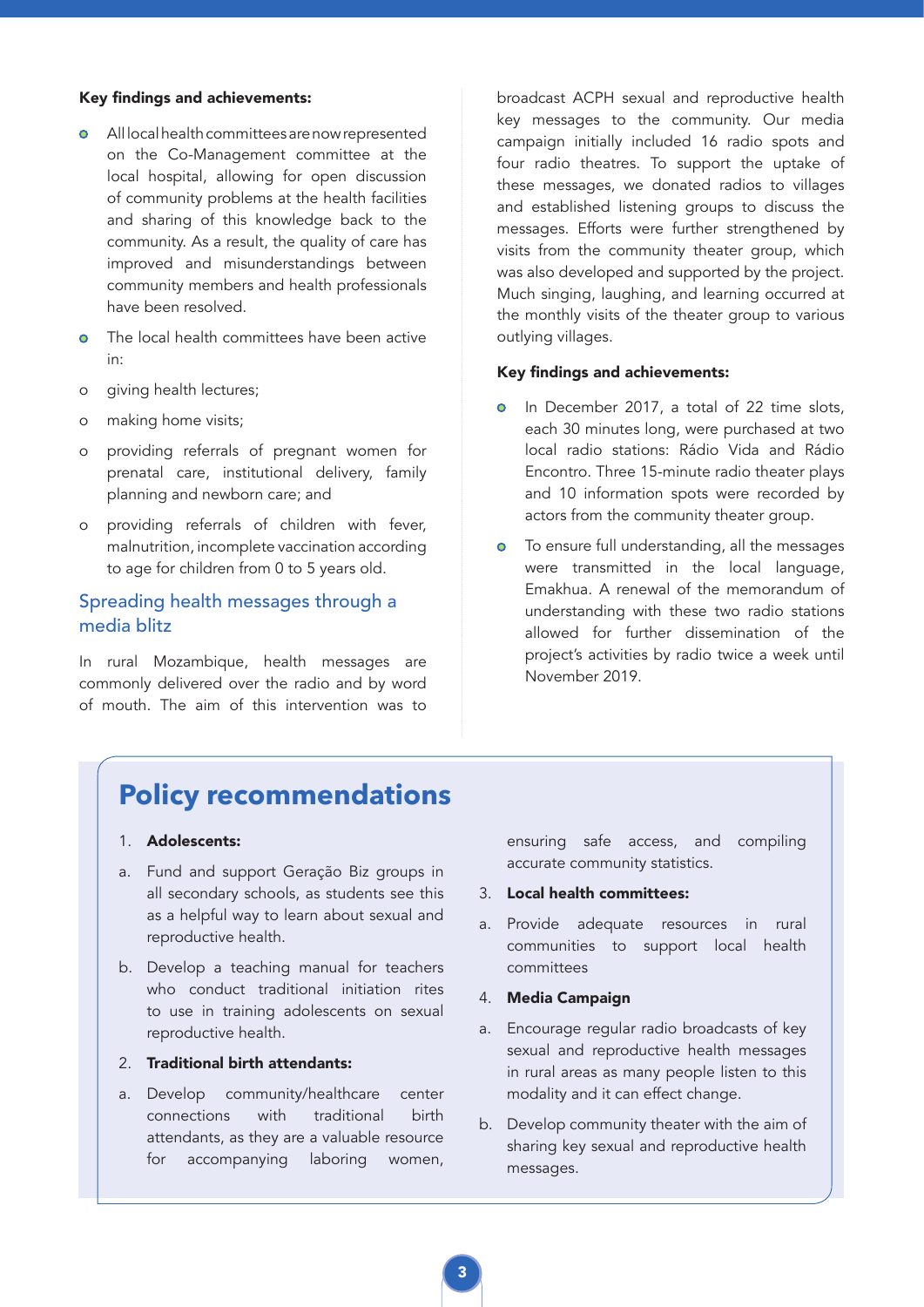**Key findings and achievements:**

- All local health committees are now represented on the Co-Management committee at the local hospital, allowing for open discussion of community problems at the health facilities and sharing of this knowledge back to the community. As a result, the quality of care has improved and misunderstandings between community members and health professionals have been resolved.
- The local health committees have been active in:
  - giving health lectures;
  - making home visits;
  - providing referrals of pregnant women for prenatal care, institutional delivery, family planning and newborn care; and
  - providing referrals of children with fever, malnutrition, incomplete vaccination according to age for children from 0 to 5 years old.

## Spreading health messages through a media blitz

In rural Mozambique, health messages are commonly delivered over the radio and by word of mouth. The aim of this intervention was to broadcast ACPH sexual and reproductive health key messages to the community. Our media campaign initially included 16 radio spots and four radio theatres. To support the uptake of these messages, we donated radios to villages and established listening groups to discuss the messages. Efforts were further strengthened by visits from the community theater group, which was also developed and supported by the project. Much singing, laughing, and learning occurred at the monthly visits of the theater group to various outlying villages.

**Key findings and achievements:**

- In December 2017, a total of 22 time slots, each 30 minutes long, were purchased at two local radio stations: Rádio Vida and Rádio Encontro. Three 15-minute radio theater plays and 10 information spots were recorded by actors from the community theater group.
- To ensure full understanding, all the messages were transmitted in the local language, Emakhua. A renewal of the memorandum of understanding with these two radio stations allowed for further dissemination of the project's activities by radio twice a week until November 2019.

# Policy recommendations

1. **Adolescents:**
   a. Fund and support Geração Biz groups in all secondary schools, as students see this as a helpful way to learn about sexual and reproductive health.
   b. Develop a teaching manual for teachers who conduct traditional initiation rites to use in training adolescents on sexual reproductive health.
2. **Traditional birth attendants:**
   a. Develop community/healthcare center connections with traditional birth attendants, as they are a valuable resource for accompanying laboring women, ensuring safe access, and compiling accurate community statistics.
3. **Local health committees:**
   a. Provide adequate resources in rural communities to support local health committees
4. **Media Campaign**
   a. Encourage regular radio broadcasts of key sexual and reproductive health messages in rural areas as many people listen to this modality and it can effect change.
   b. Develop community theater with the aim of sharing key sexual and reproductive health messages.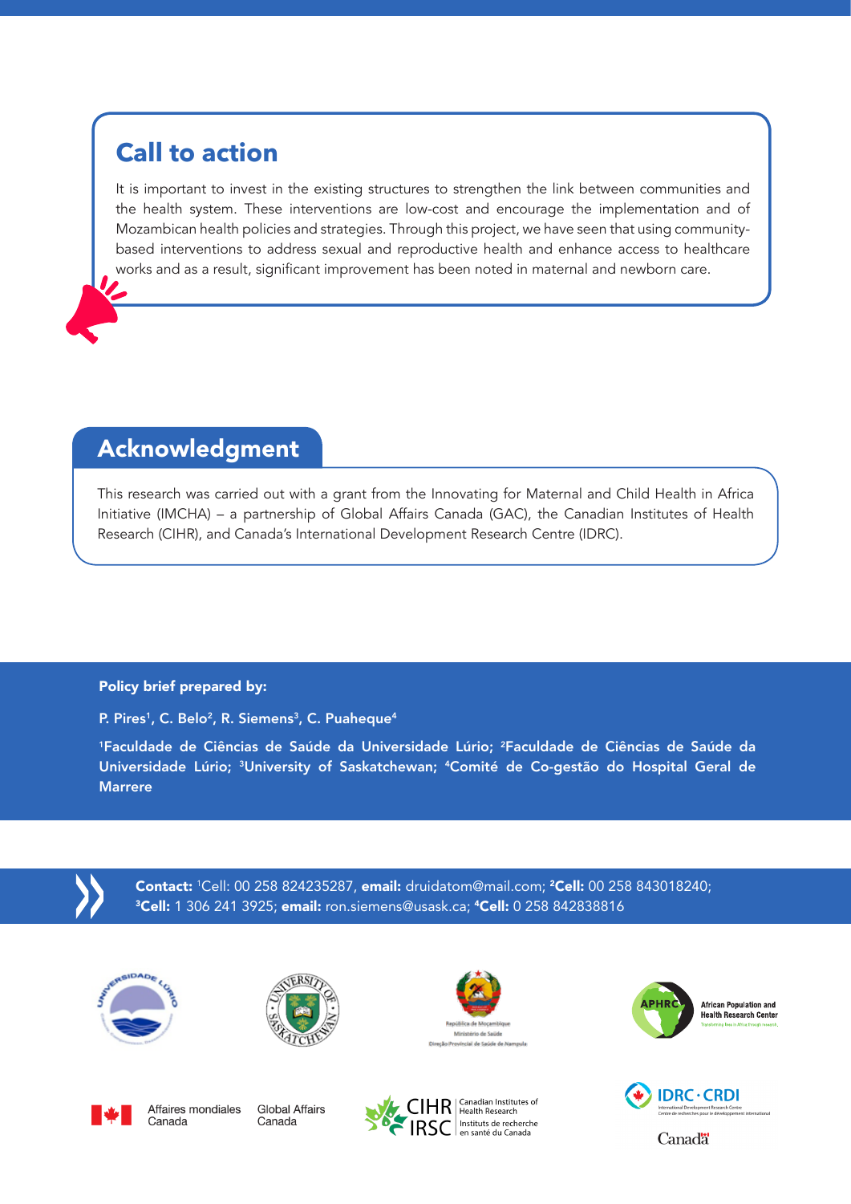## Call to action

It is important to invest in the existing structures to strengthen the link between communities and the health system. These interventions are low-cost and encourage the implementation and of Mozambican health policies and strategies. Through this project, we have seen that using community-based interventions to address sexual and reproductive health and enhance access to healthcare works and as a result, significant improvement has been noted in maternal and newborn care.

## Acknowledgment

This research was carried out with a grant from the Innovating for Maternal and Child Health in Africa Initiative (IMCHA) – a partnership of Global Affairs Canada (GAC), the Canadian Institutes of Health Research (CIHR), and Canada's International Development Research Centre (IDRC).

**Policy brief prepared by:**

**P. Pires[1], C. Belo[2], R. Siemens[3], C. Puaheque[4]**

**[1]Faculdade de Ciências de Saúde da Universidade Lúrio; [2]Faculdade de Ciências de Saúde da Universidade Lúrio; [3]University of Saskatchewan; [4]Comité de Co-gestão do Hospital Geral de Marrere**

**Contact:** [1]Cell: 00 258 824235287, **email:** druidatom@mail.com; **[2]Cell:** 00 258 843018240; **[3]Cell:** 1 306 241 3925; **email:** ron.siemens@usask.ca; **[4]Cell:** 0 258 842838816

República de Moçambique
Ministério de Saúde
Direção Provincial de Saúde de Nampula

African Population and Health Research Center

Affaires mondiales Canada
Global Affairs Canada

CIHR IRSC
Canadian Institutes of Health Research
Instituts de recherche en santé du Canada

IDRC · CRDI
International Development Research Centre
Centre de recherches pour le développement international

Canada